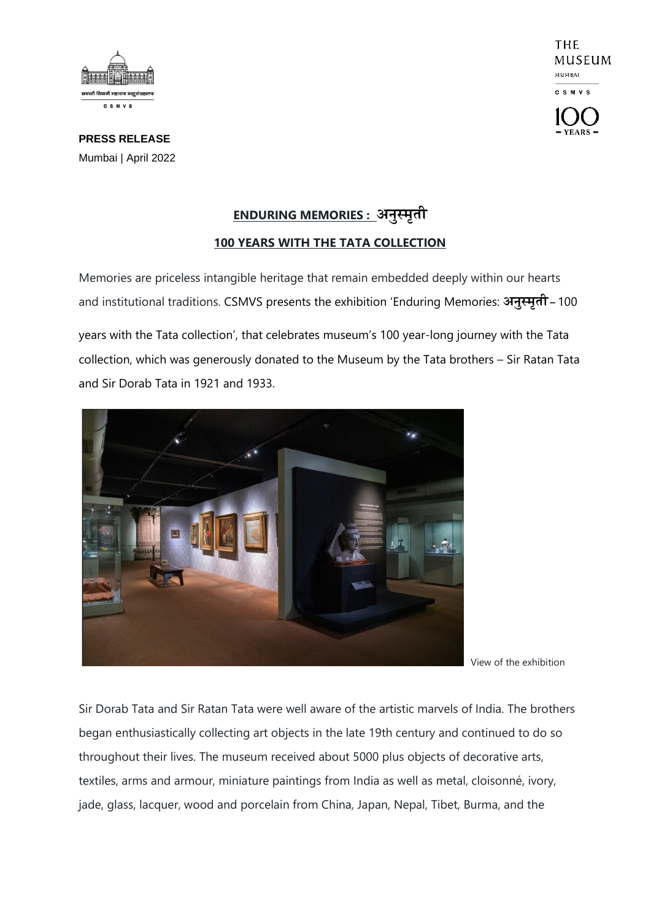**PRESS RELEASE**
Mumbai | April 2022

## ENDURING MEMORIES : अनुस्मृती

### 100 YEARS WITH THE TATA COLLECTION

Memories are priceless intangible heritage that remain embedded deeply within our hearts and institutional traditions. CSMVS presents the exhibition 'Enduring Memories: अनुस्मृती – 100 years with the Tata collection', that celebrates museum's 100 year-long journey with the Tata collection, which was generously donated to the Museum by the Tata brothers – Sir Ratan Tata and Sir Dorab Tata in 1921 and 1933.

View of the exhibition

Sir Dorab Tata and Sir Ratan Tata were well aware of the artistic marvels of India. The brothers began enthusiastically collecting art objects in the late 19th century and continued to do so throughout their lives. The museum received about 5000 plus objects of decorative arts, textiles, arms and armour, miniature paintings from India as well as metal, cloisonné, ivory, jade, glass, lacquer, wood and porcelain from China, Japan, Nepal, Tibet, Burma, and the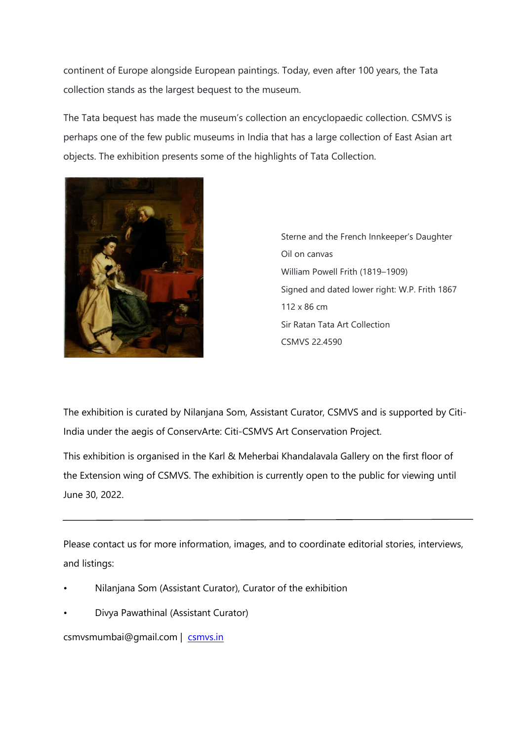continent of Europe alongside European paintings. Today, even after 100 years, the Tata collection stands as the largest bequest to the museum.

The Tata bequest has made the museum's collection an encyclopaedic collection. CSMVS is perhaps one of the few public museums in India that has a large collection of East Asian art objects. The exhibition presents some of the highlights of Tata Collection.

Sterne and the French Innkeeper's Daughter
Oil on canvas
William Powell Frith (1819–1909)
Signed and dated lower right: W.P. Frith 1867
112 x 86 cm
Sir Ratan Tata Art Collection
CSMVS 22.4590

The exhibition is curated by Nilanjana Som, Assistant Curator, CSMVS and is supported by Citi-India under the aegis of ConservArte: Citi-CSMVS Art Conservation Project.

This exhibition is organised in the Karl & Meherbai Khandalavala Gallery on the first floor of the Extension wing of CSMVS. The exhibition is currently open to the public for viewing until June 30, 2022.

---

Please contact us for more information, images, and to coordinate editorial stories, interviews, and listings:

- Nilanjana Som (Assistant Curator), Curator of the exhibition
- Divya Pawathinal (Assistant Curator)

csmvsmumbai@gmail.com | [csmvs.in](csmvs.in)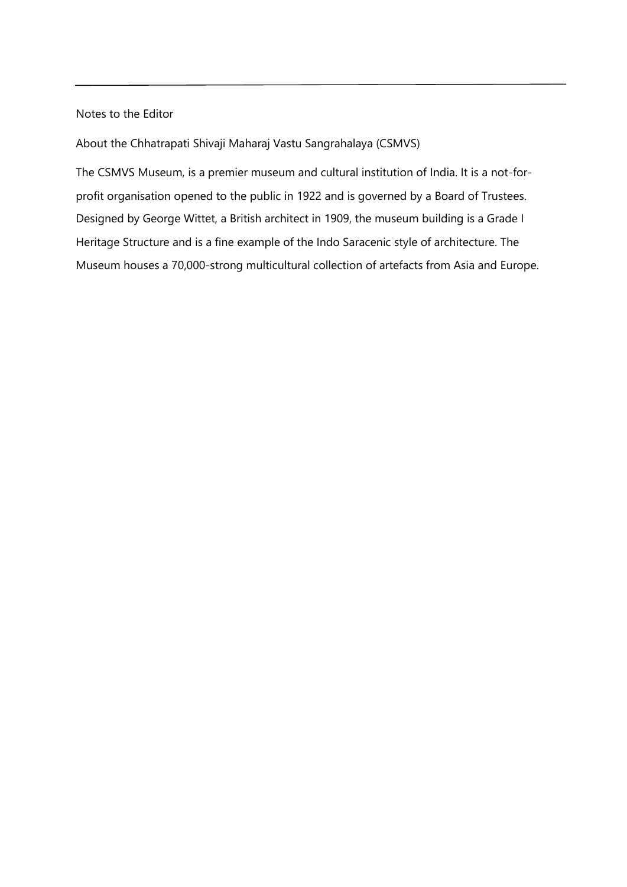Notes to the Editor

About the Chhatrapati Shivaji Maharaj Vastu Sangrahalaya (CSMVS)

The CSMVS Museum, is a premier museum and cultural institution of India. It is a not-for-profit organisation opened to the public in 1922 and is governed by a Board of Trustees. Designed by George Wittet, a British architect in 1909, the museum building is a Grade I Heritage Structure and is a fine example of the Indo Saracenic style of architecture. The Museum houses a 70,000-strong multicultural collection of artefacts from Asia and Europe.